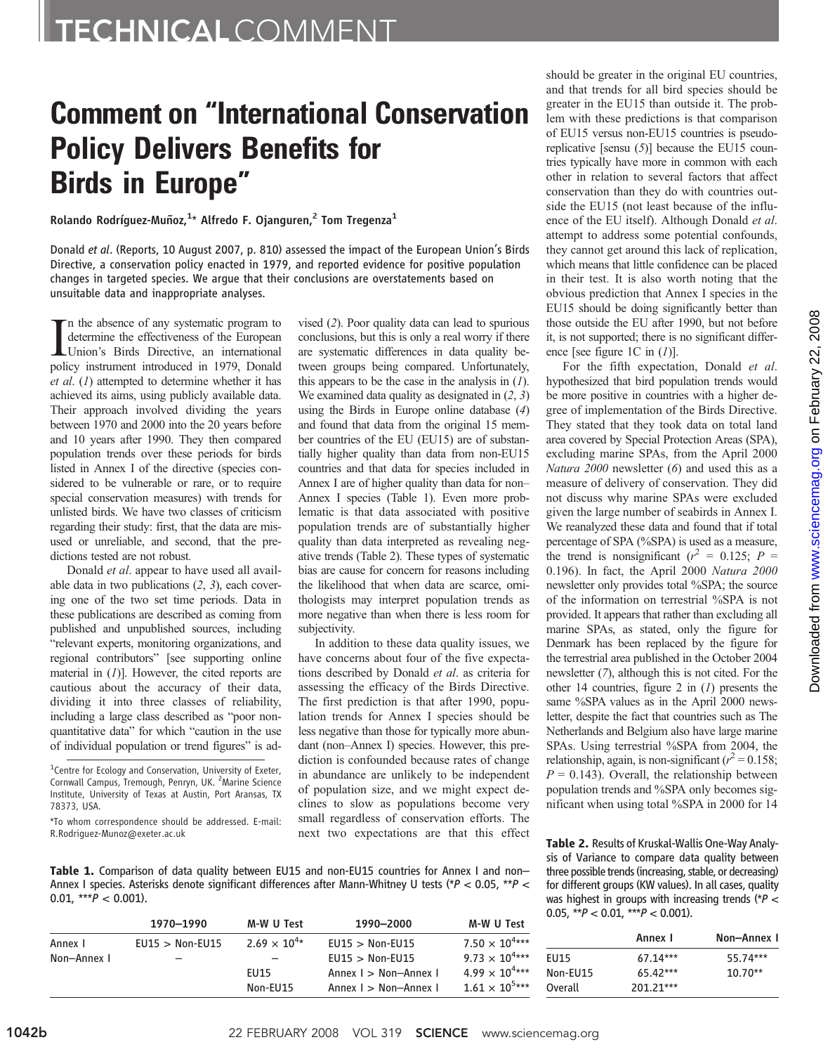# TECHNICAL COMMENT

# Comment on "International Conservation Policy Delivers Benefits for Birds in Europe"

**Rolando Rodríguez-Muñoz,[1]* Alfredo F. Ojanguren,[2] Tom Tregenza[1]**

Donald *et al*. (Reports, 10 August 2007, p. 810) assessed the impact of the European Union's Birds Directive, a conservation policy enacted in 1979, and reported evidence for positive population changes in targeted species. We argue that their conclusions are overstatements based on unsuitable data and inappropriate analyses.

In the absence of any systematic program to determine the effectiveness of the European Union's Birds Directive, an international policy instrument introduced in 1979, Donald *et al*. (*1*) attempted to determine whether it has achieved its aims, using publicly available data. Their approach involved dividing the years between 1970 and 2000 into the 20 years before and 10 years after 1990. They then compared population trends over these periods for birds listed in Annex I of the directive (species considered to be vulnerable or rare, or to require special conservation measures) with trends for unlisted birds. We have two classes of criticism regarding their study: first, that the data are misused or unreliable, and second, that the predictions tested are not robust.

Donald *et al*. appear to have used all available data in two publications (*2*, *3*), each covering one of the two set time periods. Data in these publications are described as coming from published and unpublished sources, including "relevant experts, monitoring organizations, and regional contributors" [see supporting online material in (*1*)]. However, the cited reports are cautious about the accuracy of their data, dividing it into three classes of reliability, including a large class described as "poor non-quantitative data" for which "caution in the use of individual population or trend figures" is advised (*2*). Poor quality data can lead to spurious conclusions, but this is only a real worry if there are systematic differences in data quality between groups being compared. Unfortunately, this appears to be the case in the analysis in (*1*). We examined data quality as designated in (*2*, *3*) using the Birds in Europe online database (*4*) and found that data from the original 15 member countries of the EU (EU15) are of substantially higher quality than data from non-EU15 countries and that data for species included in Annex I are of higher quality than data for non–Annex I species (Table 1). Even more problematic is that data associated with positive population trends are of substantially higher quality than data interpreted as revealing negative trends (Table 2). These types of systematic bias are cause for concern for reasons including the likelihood that when data are scarce, ornithologists may interpret population trends as more negative than when there is less room for subjectivity.

In addition to these data quality issues, we have concerns about four of the five expectations described by Donald *et al*. as criteria for assessing the efficacy of the Birds Directive. The first prediction is that after 1990, population trends for Annex I species should be less negative than those for typically more abundant (non–Annex I) species. However, this prediction is confounded because rates of change in abundance are unlikely to be independent of population size, and we might expect declines to slow as populations become very small regardless of conservation efforts. The next two expectations are that this effect should be greater in the original EU countries, and that trends for all bird species should be greater in the EU15 than outside it. The problem with these predictions is that comparison of EU15 versus non-EU15 countries is pseudoreplicative [sensu (*5*)] because the EU15 countries typically have more in common with each other in relation to several factors that affect conservation than they do with countries outside the EU15 (not least because of the influence of the EU itself). Although Donald *et al*. attempt to address some potential confounds, they cannot get around this lack of replication, which means that little confidence can be placed in their test. It is also worth noting that the obvious prediction that Annex I species in the EU15 should be doing significantly better than those outside the EU after 1990, but not before it, is not supported; there is no significant difference [see figure 1C in (*1*)].

For the fifth expectation, Donald *et al*. hypothesized that bird population trends would be more positive in countries with a higher degree of implementation of the Birds Directive. They stated that they took data on total land area covered by Special Protection Areas (SPA), excluding marine SPAs, from the April 2000 *Natura 2000* newsletter (*6*) and used this as a measure of delivery of conservation. They did not discuss why marine SPAs were excluded given the large number of seabirds in Annex I. We reanalyzed these data and found that if total percentage of SPA (%SPA) is used as a measure, the trend is nonsignificant ($r^2$ = 0.125; $P$ = 0.196). In fact, the April 2000 *Natura 2000* newsletter only provides total %SPA; the source of the information on terrestrial %SPA is not provided. It appears that rather than excluding all marine SPAs, as stated, only the figure for Denmark has been replaced by the figure for the terrestrial area published in the October 2004 newsletter (*7*), although this is not cited. For the other 14 countries, figure 2 in (*1*) presents the same %SPA values as in the April 2000 newsletter, despite the fact that countries such as The Netherlands and Belgium also have large marine SPAs. Using terrestrial %SPA from 2004, the relationship, again, is non-significant ($r^2$ = 0.158; $P$ = 0.143). Overall, the relationship between population trends and %SPA only becomes significant when using total %SPA in 2000 for 14

**Table 1.** Comparison of data quality between EU15 and non-EU15 countries for Annex I and non–Annex I species. Asterisks denote significant differences after Mann-Whitney U tests (*$P$ < 0.05, **$P$ < 0.01, ***$P$ < 0.001).

| | 1970–1990 | M-W U Test | 1990–2000 | M-W U Test |
|---|---|---|---|---|
| Annex I | EU15 > Non-EU15 | $2.69 \times 10^4$* | EU15 > Non-EU15 | $7.50 \times 10^4$*** |
| Non–Annex I | – | – | EU15 > Non-EU15 | $9.73 \times 10^4$*** |
| | | EU15 | Annex I > Non–Annex I | $4.99 \times 10^4$*** |
| | | Non-EU15 | Annex I > Non–Annex I | $1.61 \times 10^5$*** |

**Table 2.** Results of Kruskal-Wallis One-Way Analysis of Variance to compare data quality between three possible trends (increasing, stable, or decreasing) for different groups (KW values). In all cases, quality was highest in groups with increasing trends (*$P$ < 0.05, **$P$ < 0.01, ***$P$ < 0.001).

| | Annex I | Non–Annex I |
|---|---|---|
| EU15 | 67.14*** | 55.74*** |
| Non-EU15 | 65.42*** | 10.70** |
| Overall | 201.21*** | |

[1]Centre for Ecology and Conservation, University of Exeter, Cornwall Campus, Tremough, Penryn, UK. [2]Marine Science Institute, University of Texas at Austin, Port Aransas, TX 78373, USA.

*To whom correspondence should be addressed. E-mail: R.Rodriguez-Munoz@exeter.ac.uk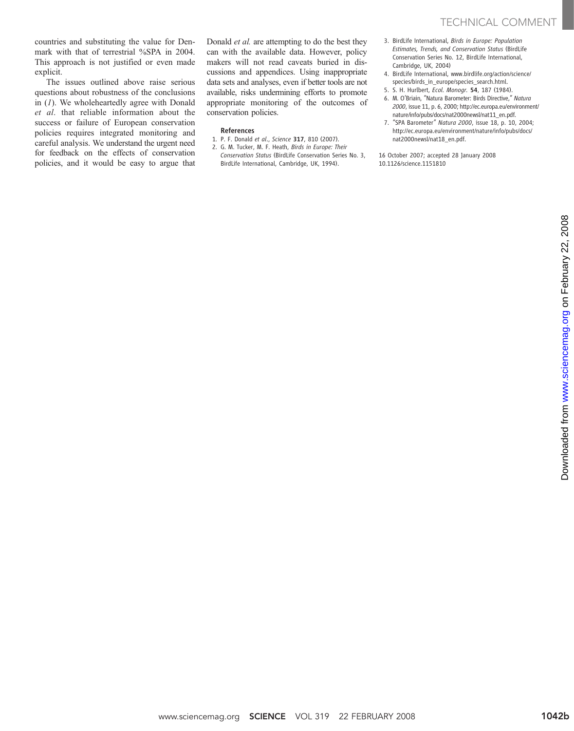countries and substituting the value for Denmark with that of terrestrial %SPA in 2004. This approach is not justified or even made explicit.

The issues outlined above raise serious questions about robustness of the conclusions in (*1*). We wholeheartedly agree with Donald *et al*. that reliable information about the success or failure of European conservation policies requires integrated monitoring and careful analysis. We understand the urgent need for feedback on the effects of conservation policies, and it would be easy to argue that Donald *et al.* are attempting to do the best they can with the available data. However, policy makers will not read caveats buried in discussions and appendices. Using inappropriate data sets and analyses, even if better tools are not available, risks undermining efforts to promote appropriate monitoring of the outcomes of conservation policies.

### References

1. P. F. Donald *et al*., *Science* **317**, 810 (2007).
2. G. M. Tucker, M. F. Heath, *Birds in Europe: Their Conservation Status* (BirdLife Conservation Series No. 3, BirdLife International, Cambridge, UK, 1994).
3. BirdLife International, *Birds in Europe: Population Estimates, Trends, and Conservation Status* (BirdLife Conservation Series No. 12, BirdLife International, Cambridge, UK, 2004)
4. BirdLife International, www.birdlife.org/action/science/species/birds_in_europe/species_search.html.
5. S. H. Hurlbert, *Ecol. Monogr.* **54**, 187 (1984).
6. M. O'Briain, "Natura Barometer: Birds Directive," *Natura 2000*, issue 11, p. 6, 2000; http://ec.europa.eu/environment/nature/info/pubs/docs/nat2000newsl/nat11_en.pdf.
7. "SPA Barometer" *Natura 2000*, issue 18, p. 10, 2004; http://ec.europa.eu/environment/nature/info/pubs/docs/nat2000newsl/nat18_en.pdf.

16 October 2007; accepted 28 January 2008
10.1126/science.1151810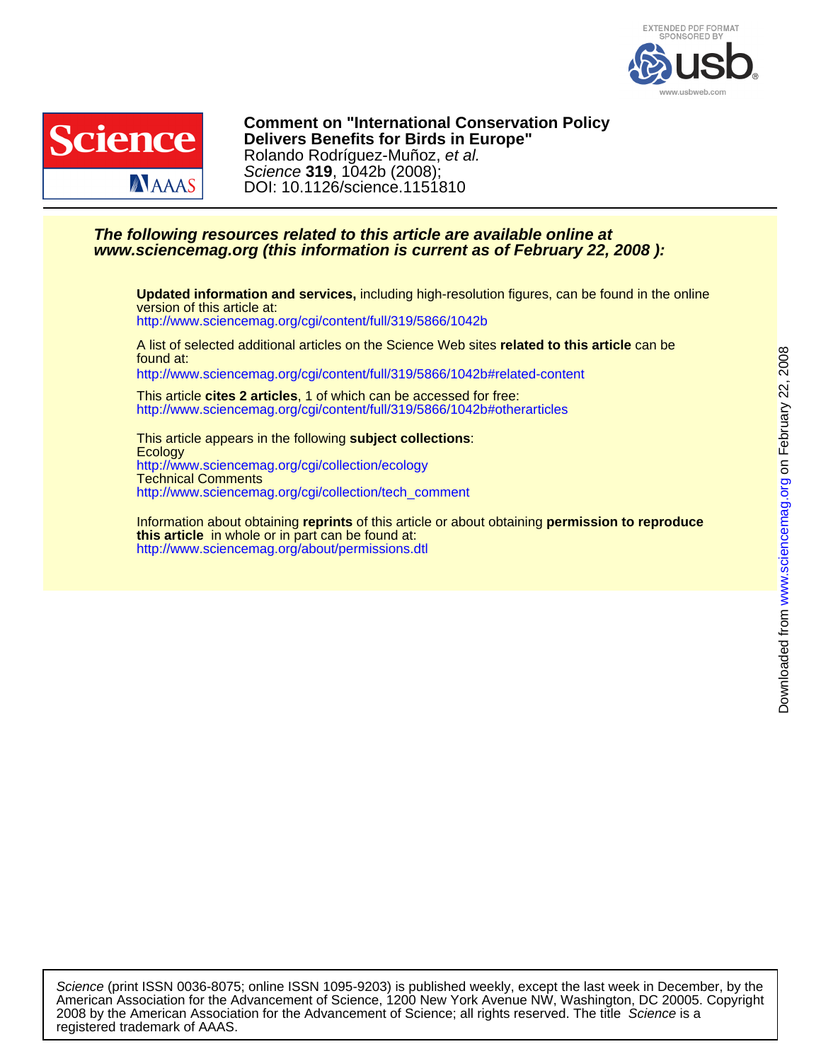**Comment on "International Conservation Policy Delivers Benefits for Birds in Europe"**
Rolando Rodríguez-Muñoz, *et al.*
*Science* **319**, 1042b (2008);
DOI: 10.1126/science.1151810

***The following resources related to this article are available online at www.sciencemag.org (this information is current as of February 22, 2008 ):***

**Updated information and services,** including high-resolution figures, can be found in the online version of this article at:
http://www.sciencemag.org/cgi/content/full/319/5866/1042b

A list of selected additional articles on the Science Web sites **related to this article** can be found at:
http://www.sciencemag.org/cgi/content/full/319/5866/1042b#related-content

This article **cites 2 articles**, 1 of which can be accessed for free:
http://www.sciencemag.org/cgi/content/full/319/5866/1042b#otherarticles

This article appears in the following **subject collections**:
Ecology
http://www.sciencemag.org/cgi/collection/ecology
Technical Comments
http://www.sciencemag.org/cgi/collection/tech_comment

Information about obtaining **reprints** of this article or about obtaining **permission to reproduce this article** in whole or in part can be found at:
http://www.sciencemag.org/about/permissions.dtl

*Science* (print ISSN 0036-8075; online ISSN 1095-9203) is published weekly, except the last week in December, by the American Association for the Advancement of Science, 1200 New York Avenue NW, Washington, DC 20005. Copyright 2008 by the American Association for the Advancement of Science; all rights reserved. The title *Science* is a registered trademark of AAAS.